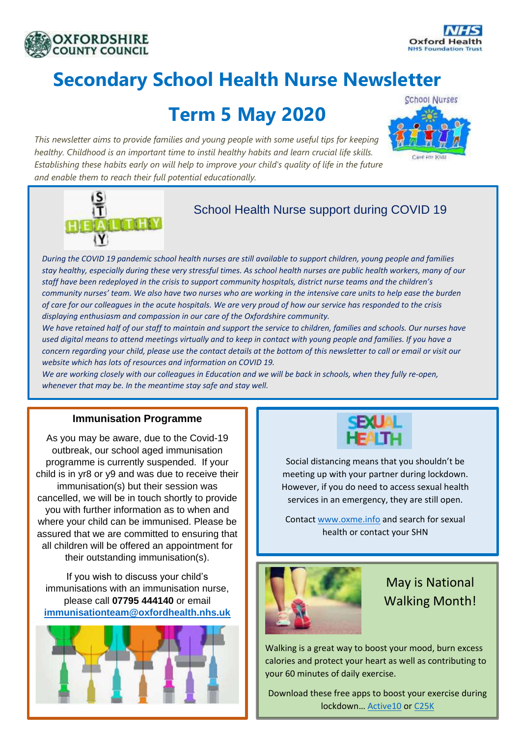# Secondary School Health Nurse Newsletter

## Term 5 May 2020

*This newsletter aims to provide families and young people with some useful tips for keeping healthy. Childhood is an important time to instil healthy habits and learn crucial life skills. Establishing these habits early on will help to improve your child's quality of life in the future and enable them to reach their full potential educationally.*

### School Health Nurse support during COVID 19

*During the COVID 19 pandemic school health nurses are still available to support children, young people and families stay healthy, especially during these very stressful times. As school health nurses are public health workers, many of our staff have been redeployed in the crisis to support community hospitals, district nurse teams and the children's community nurses' team. We also have two nurses who are working in the intensive care units to help ease the burden of care for our colleagues in the acute hospitals. We are very proud of how our service has responded to the crisis displaying enthusiasm and compassion in our care of the Oxfordshire community.*

*We have retained half of our staff to maintain and support the service to children, families and schools. Our nurses have used digital means to attend meetings virtually and to keep in contact with young people and families. If you have a concern regarding your child, please use the contact details at the bottom of this newsletter to call or email or visit our website which has lots of resources and information on COVID 19.*

*We are working closely with our colleagues in Education and we will be back in schools, when they fully re-open, whenever that may be. In the meantime stay safe and stay well.*

### Immunisation Programme

As you may be aware, due to the Covid-19 outbreak, our school aged immunisation programme is currently suspended. If your child is in yr8 or yr9 and was due to receive their immunisation(s) but their session was cancelled, we will be in touch shortly to provide you with further information as to when and where your child can be immunised. Please be assured that we are committed to ensuring that all children will be offered an appointment for their outstanding immunisation(s).

If you wish to discuss your child's immunisations with an immunisation nurse, please call **07795 444140** or email **immunisationteam@oxfordhealth.nhs.uk**

### Sexual Health

Social distancing means that you shouldn't be meeting up with your partner during lockdown. However, if you do need to access sexual health services in an emergency, they are still open.

Contact www.oxme.info and search for sexual health or contact your SHN

### May is National Walking Month!

Walking is a great way to boost your mood, burn excess calories and protect your heart as well as contributing to your 60 minutes of daily exercise.

Download these free apps to boost your exercise during lockdown… Active10 or C25K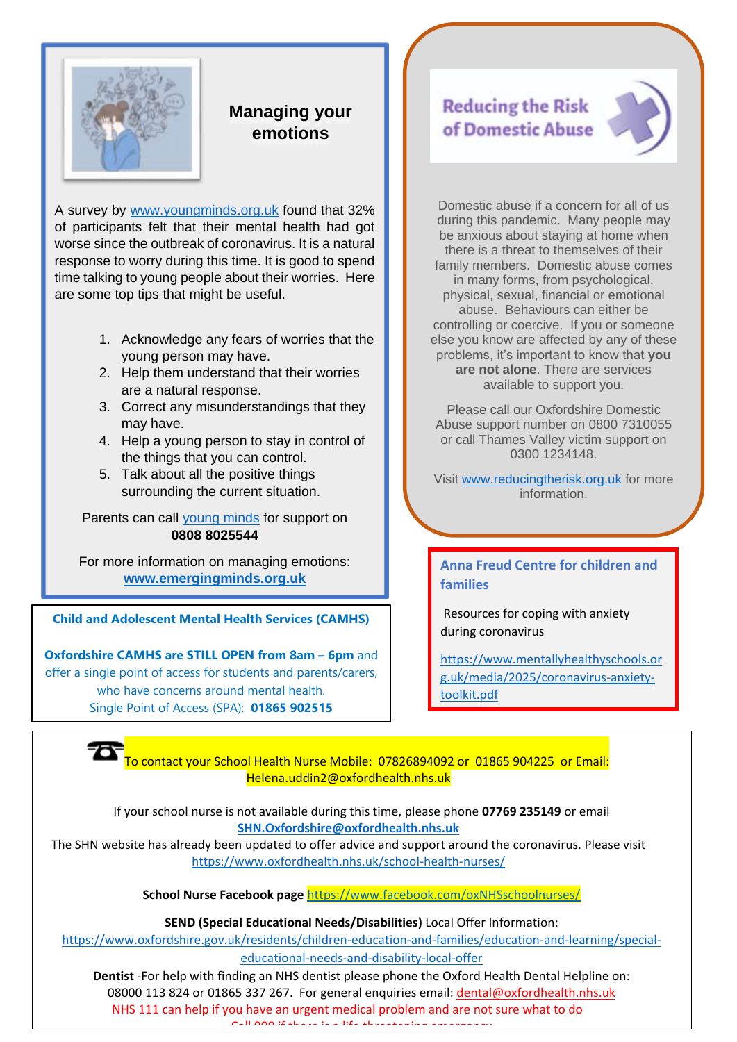## Managing your emotions

A survey by [www.youngminds.org.uk](http://www.youngminds.org.uk) found that 32% of participants felt that their mental health had got worse since the outbreak of coronavirus. It is a natural response to worry during this time. It is good to spend time talking to young people about their worries. Here are some top tips that might be useful.

1. Acknowledge any fears of worries that the young person may have.
2. Help them understand that their worries are a natural response.
3. Correct any misunderstandings that they may have.
4. Help a young person to stay in control of the things that you can control.
5. Talk about all the positive things surrounding the current situation.

Parents can call young minds for support on **0808 8025544**

For more information on managing emotions: **www.emergingminds.org.uk**

## Reducing the Risk of Domestic Abuse

Domestic abuse if a concern for all of us during this pandemic. Many people may be anxious about staying at home when there is a threat to themselves of their family members. Domestic abuse comes in many forms, from psychological, physical, sexual, financial or emotional abuse. Behaviours can either be controlling or coercive. If you or someone else you know are affected by any of these problems, it's important to know that **you are not alone**. There are services available to support you.

Please call our Oxfordshire Domestic Abuse support number on 0800 7310055 or call Thames Valley victim support on 0300 1234148.

Visit [www.reducingtherisk.org.uk](http://www.reducingtherisk.org.uk) for more information.

## Child and Adolescent Mental Health Services (CAMHS)

**Oxfordshire CAMHS are STILL OPEN from 8am – 6pm** and offer a single point of access for students and parents/carers, who have concerns around mental health.
Single Point of Access (SPA): **01865 902515**

## Anna Freud Centre for children and families

Resources for coping with anxiety during coronavirus

https://www.mentallyhealthyschools.org.uk/media/2025/coronavirus-anxiety-toolkit.pdf

---

To contact your School Health Nurse Mobile: 07826894092 or 01865 904225 or Email: Helena.uddin2@oxfordhealth.nhs.uk

If your school nurse is not available during this time, please phone **07769 235149** or email **SHN.Oxfordshire@oxfordhealth.nhs.uk**

The SHN website has already been updated to offer advice and support around the coronavirus. Please visit https://www.oxfordhealth.nhs.uk/school-health-nurses/

**School Nurse Facebook page** https://www.facebook.com/oxNHSschoolnurses/

**SEND (Special Educational Needs/Disabilities)** Local Offer Information:
https://www.oxfordshire.gov.uk/residents/children-education-and-families/education-and-learning/special-educational-needs-and-disability-local-offer

**Dentist** -For help with finding an NHS dentist please phone the Oxford Health Dental Helpline on: 08000 113 824 or 01865 337 267. For general enquiries email: dental@oxfordhealth.nhs.uk

NHS 111 can help if you have an urgent medical problem and are not sure what to do

Call 999 if there is a life threatening emergency